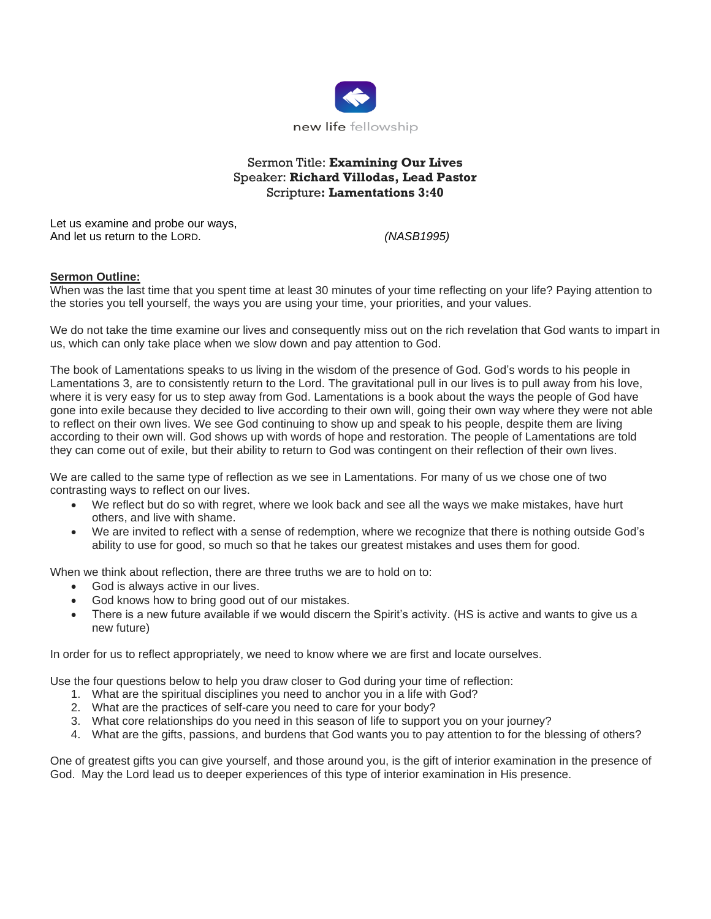new life fellowship

Sermon Title: **Examining Our Lives**
Speaker: **Richard Villodas, Lead Pastor**
Scripture**: Lamentations 3:40**

Let us examine and probe our ways,
And let us return to the LORD. *(NASB1995)*

**Sermon Outline:**

When was the last time that you spent time at least 30 minutes of your time reflecting on your life? Paying attention to the stories you tell yourself, the ways you are using your time, your priorities, and your values.

We do not take the time examine our lives and consequently miss out on the rich revelation that God wants to impart in us, which can only take place when we slow down and pay attention to God.

The book of Lamentations speaks to us living in the wisdom of the presence of God. God's words to his people in Lamentations 3, are to consistently return to the Lord. The gravitational pull in our lives is to pull away from his love, where it is very easy for us to step away from God. Lamentations is a book about the ways the people of God have gone into exile because they decided to live according to their own will, going their own way where they were not able to reflect on their own lives. We see God continuing to show up and speak to his people, despite them are living according to their own will. God shows up with words of hope and restoration. The people of Lamentations are told they can come out of exile, but their ability to return to God was contingent on their reflection of their own lives.

We are called to the same type of reflection as we see in Lamentations. For many of us we chose one of two contrasting ways to reflect on our lives.

- We reflect but do so with regret, where we look back and see all the ways we make mistakes, have hurt others, and live with shame.
- We are invited to reflect with a sense of redemption, where we recognize that there is nothing outside God's ability to use for good, so much so that he takes our greatest mistakes and uses them for good.

When we think about reflection, there are three truths we are to hold on to:

- God is always active in our lives.
- God knows how to bring good out of our mistakes.
- There is a new future available if we would discern the Spirit's activity. (HS is active and wants to give us a new future)

In order for us to reflect appropriately, we need to know where we are first and locate ourselves.

Use the four questions below to help you draw closer to God during your time of reflection:

1. What are the spiritual disciplines you need to anchor you in a life with God?
2. What are the practices of self-care you need to care for your body?
3. What core relationships do you need in this season of life to support you on your journey?
4. What are the gifts, passions, and burdens that God wants you to pay attention to for the blessing of others?

One of greatest gifts you can give yourself, and those around you, is the gift of interior examination in the presence of God. May the Lord lead us to deeper experiences of this type of interior examination in His presence.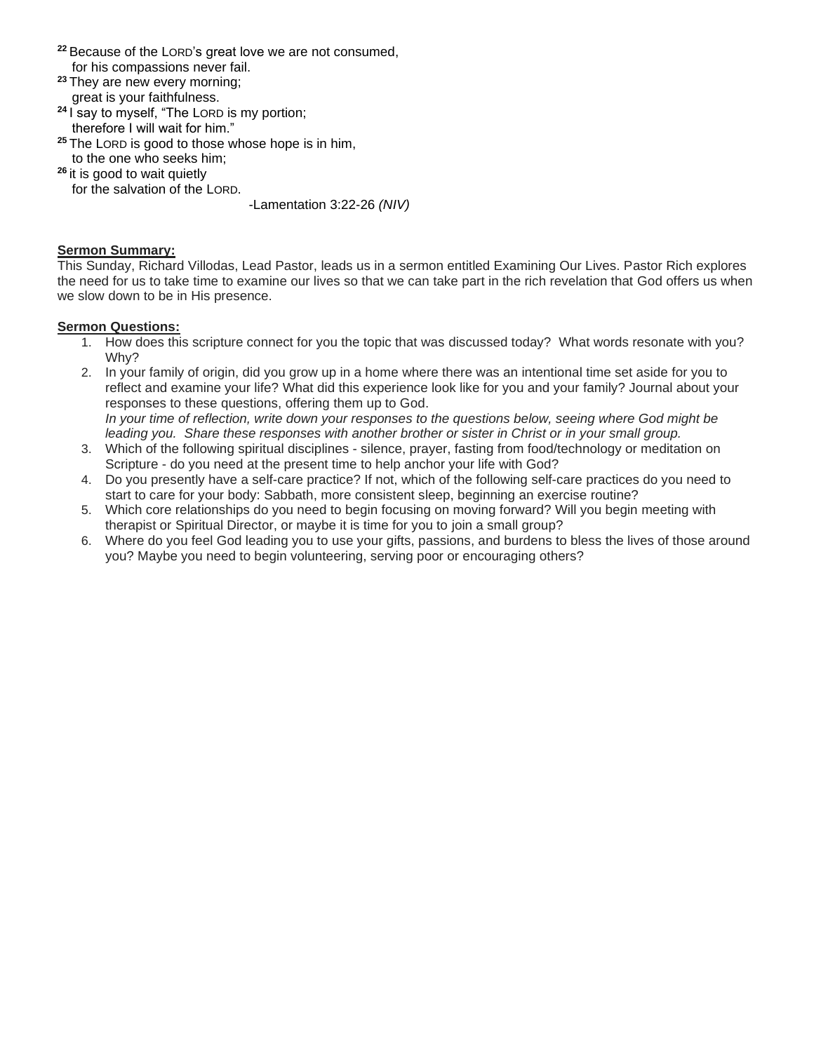[22] Because of the LORD's great love we are not consumed,  
for his compassions never fail.  
[23] They are new every morning;  
great is your faithfulness.  
[24] I say to myself, "The LORD is my portion;  
therefore I will wait for him."  
[25] The LORD is good to those whose hope is in him,  
to the one who seeks him;  
[26] it is good to wait quietly  
for the salvation of the LORD.

-Lamentation 3:22-26 *(NIV)*

**Sermon Summary:**

This Sunday, Richard Villodas, Lead Pastor, leads us in a sermon entitled Examining Our Lives. Pastor Rich explores the need for us to take time to examine our lives so that we can take part in the rich revelation that God offers us when we slow down to be in His presence.

**Sermon Questions:**

1. How does this scripture connect for you the topic that was discussed today? What words resonate with you? Why?
2. In your family of origin, did you grow up in a home where there was an intentional time set aside for you to reflect and examine your life? What did this experience look like for you and your family? Journal about your responses to these questions, offering them up to God.
   *In your time of reflection, write down your responses to the questions below, seeing where God might be leading you. Share these responses with another brother or sister in Christ or in your small group.*
3. Which of the following spiritual disciplines - silence, prayer, fasting from food/technology or meditation on Scripture - do you need at the present time to help anchor your life with God?
4. Do you presently have a self-care practice? If not, which of the following self-care practices do you need to start to care for your body: Sabbath, more consistent sleep, beginning an exercise routine?
5. Which core relationships do you need to begin focusing on moving forward? Will you begin meeting with therapist or Spiritual Director, or maybe it is time for you to join a small group?
6. Where do you feel God leading you to use your gifts, passions, and burdens to bless the lives of those around you? Maybe you need to begin volunteering, serving poor or encouraging others?